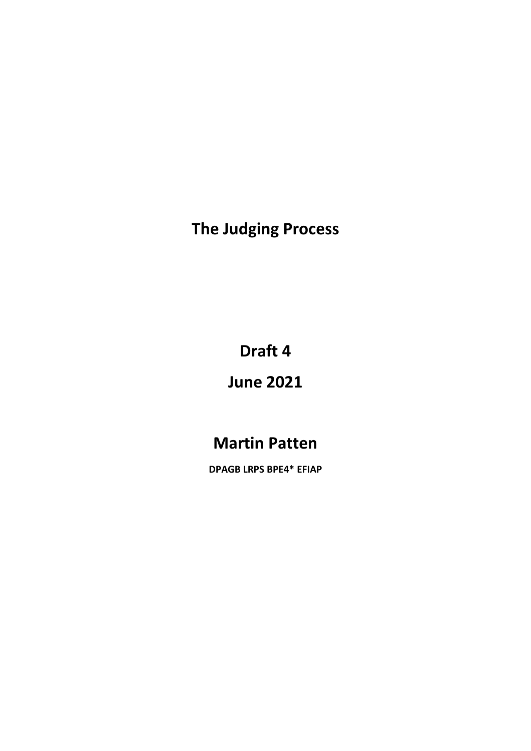# The Judging Process

**Draft 4**

**June 2021**

## Martin Patten

**DPAGB LRPS BPE4* EFIAP**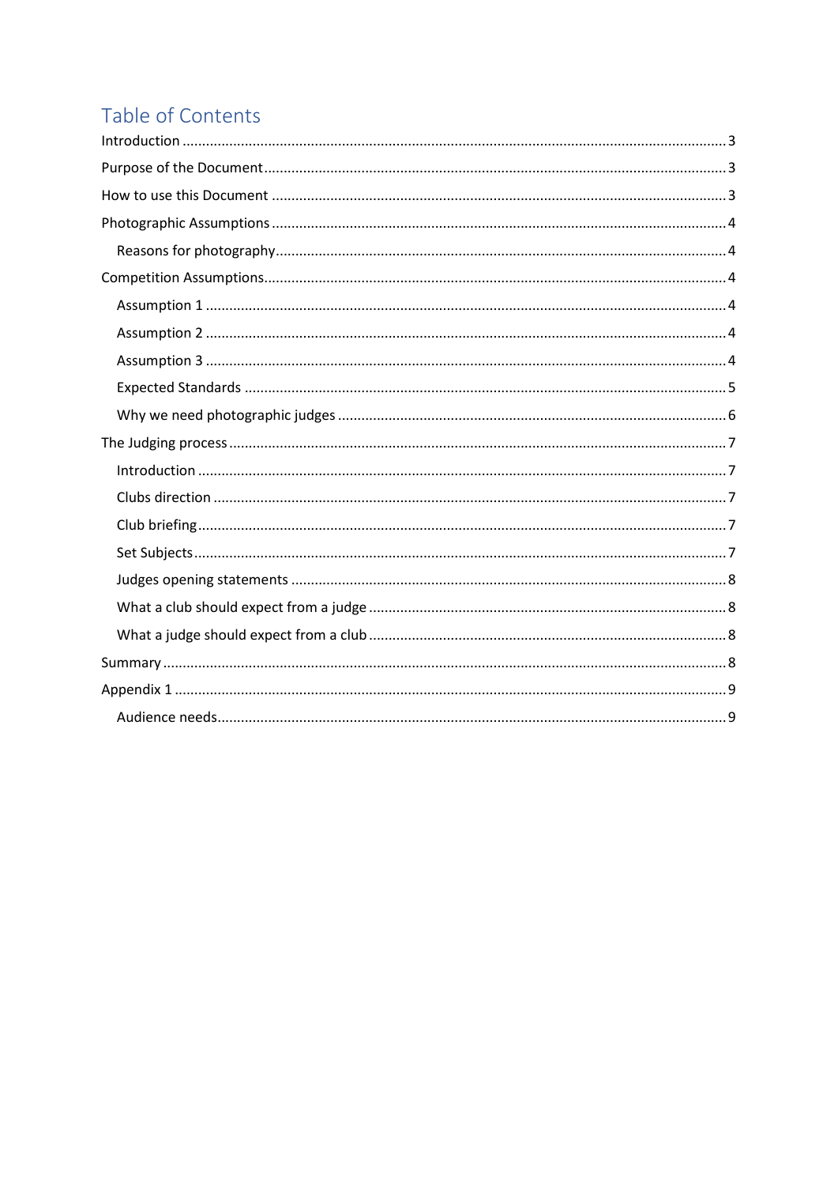# Table of Contents

- Introduction ..... 3
- Purpose of the Document ..... 3
- How to use this Document ..... 3
- Photographic Assumptions ..... 4
  - Reasons for photography ..... 4
- Competition Assumptions ..... 4
  - Assumption 1 ..... 4
  - Assumption 2 ..... 4
  - Assumption 3 ..... 4
  - Expected Standards ..... 5
  - Why we need photographic judges ..... 6
- The Judging process ..... 7
  - Introduction ..... 7
  - Clubs direction ..... 7
  - Club briefing ..... 7
  - Set Subjects ..... 7
  - Judges opening statements ..... 8
  - What a club should expect from a judge ..... 8
  - What a judge should expect from a club ..... 8
- Summary ..... 8
- Appendix 1 ..... 9
  - Audience needs ..... 9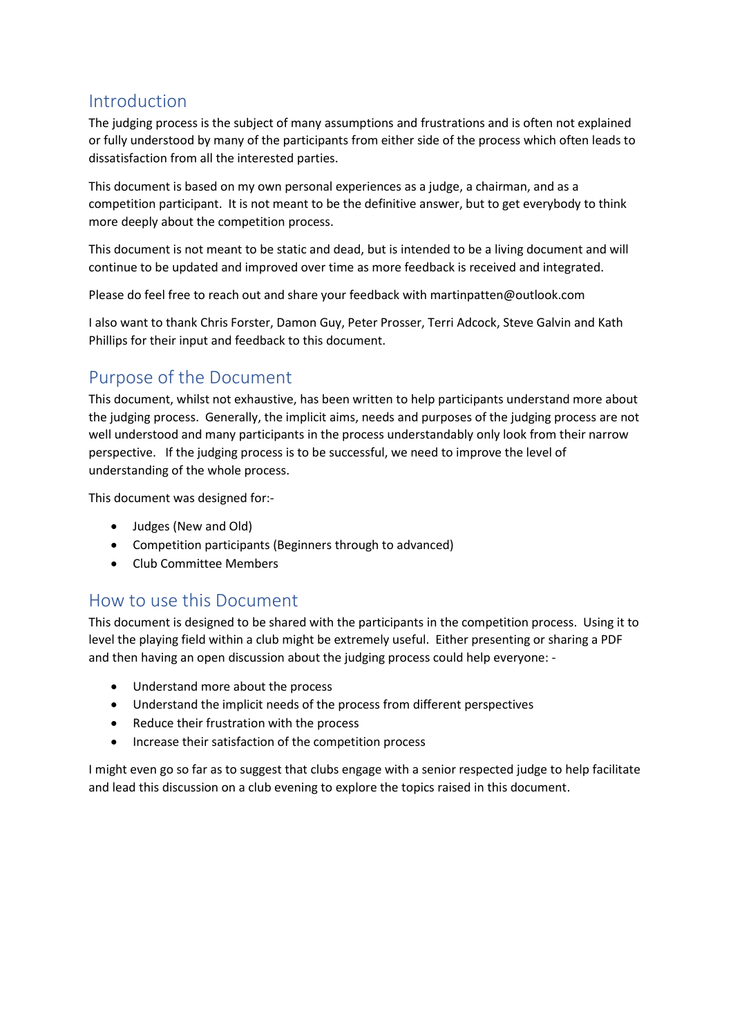## Introduction

The judging process is the subject of many assumptions and frustrations and is often not explained or fully understood by many of the participants from either side of the process which often leads to dissatisfaction from all the interested parties.

This document is based on my own personal experiences as a judge, a chairman, and as a competition participant. It is not meant to be the definitive answer, but to get everybody to think more deeply about the competition process.

This document is not meant to be static and dead, but is intended to be a living document and will continue to be updated and improved over time as more feedback is received and integrated.

Please do feel free to reach out and share your feedback with martinpatten@outlook.com

I also want to thank Chris Forster, Damon Guy, Peter Prosser, Terri Adcock, Steve Galvin and Kath Phillips for their input and feedback to this document.

## Purpose of the Document

This document, whilst not exhaustive, has been written to help participants understand more about the judging process. Generally, the implicit aims, needs and purposes of the judging process are not well understood and many participants in the process understandably only look from their narrow perspective. If the judging process is to be successful, we need to improve the level of understanding of the whole process.

This document was designed for:-

- Judges (New and Old)
- Competition participants (Beginners through to advanced)
- Club Committee Members

## How to use this Document

This document is designed to be shared with the participants in the competition process. Using it to level the playing field within a club might be extremely useful. Either presenting or sharing a PDF and then having an open discussion about the judging process could help everyone: -

- Understand more about the process
- Understand the implicit needs of the process from different perspectives
- Reduce their frustration with the process
- Increase their satisfaction of the competition process

I might even go so far as to suggest that clubs engage with a senior respected judge to help facilitate and lead this discussion on a club evening to explore the topics raised in this document.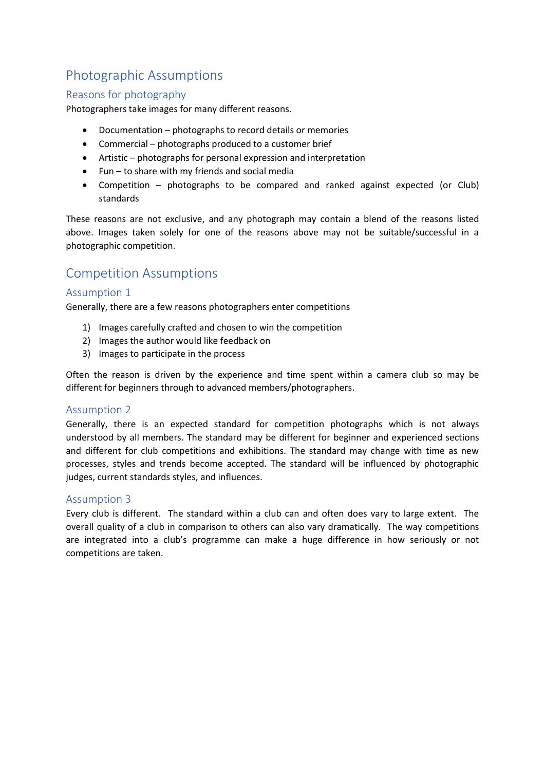# Photographic Assumptions

## Reasons for photography

Photographers take images for many different reasons.

- Documentation – photographs to record details or memories
- Commercial – photographs produced to a customer brief
- Artistic – photographs for personal expression and interpretation
- Fun – to share with my friends and social media
- Competition – photographs to be compared and ranked against expected (or Club) standards

These reasons are not exclusive, and any photograph may contain a blend of the reasons listed above. Images taken solely for one of the reasons above may not be suitable/successful in a photographic competition.

# Competition Assumptions

## Assumption 1

Generally, there are a few reasons photographers enter competitions

1) Images carefully crafted and chosen to win the competition
2) Images the author would like feedback on
3) Images to participate in the process

Often the reason is driven by the experience and time spent within a camera club so may be different for beginners through to advanced members/photographers.

## Assumption 2

Generally, there is an expected standard for competition photographs which is not always understood by all members. The standard may be different for beginner and experienced sections and different for club competitions and exhibitions. The standard may change with time as new processes, styles and trends become accepted. The standard will be influenced by photographic judges, current standards styles, and influences.

## Assumption 3

Every club is different. The standard within a club can and often does vary to large extent. The overall quality of a club in comparison to others can also vary dramatically. The way competitions are integrated into a club's programme can make a huge difference in how seriously or not competitions are taken.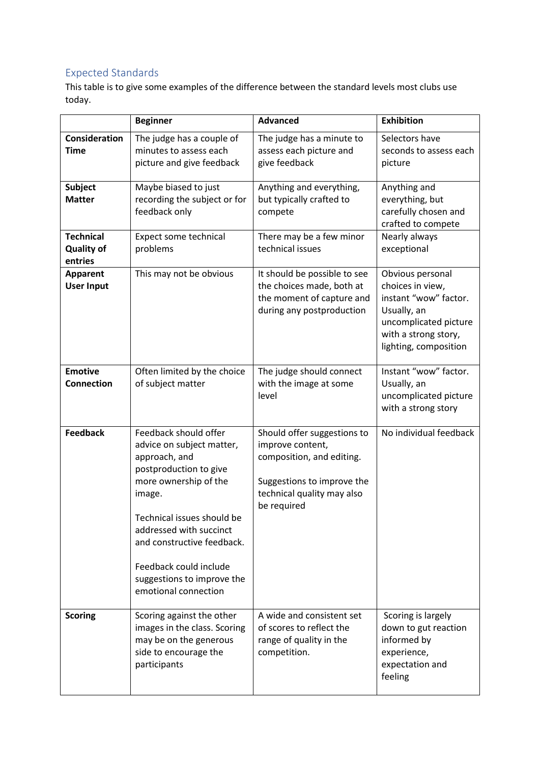## Expected Standards

This table is to give some examples of the difference between the standard levels most clubs use today.

| | **Beginner** | **Advanced** | **Exhibition** |
|---|---|---|---|
| **Consideration Time** | The judge has a couple of minutes to assess each picture and give feedback | The judge has a minute to assess each picture and give feedback | Selectors have seconds to assess each picture |
| **Subject Matter** | Maybe biased to just recording the subject or for feedback only | Anything and everything, but typically crafted to compete | Anything and everything, but carefully chosen and crafted to compete |
| **Technical Quality of entries** | Expect some technical problems | There may be a few minor technical issues | Nearly always exceptional |
| **Apparent User Input** | This may not be obvious | It should be possible to see the choices made, both at the moment of capture and during any postproduction | Obvious personal choices in view, instant "wow" factor. Usually, an uncomplicated picture with a strong story, lighting, composition |
| **Emotive Connection** | Often limited by the choice of subject matter | The judge should connect with the image at some level | Instant "wow" factor. Usually, an uncomplicated picture with a strong story |
| **Feedback** | Feedback should offer advice on subject matter, approach, and postproduction to give more ownership of the image.<br><br>Technical issues should be addressed with succinct and constructive feedback.<br><br>Feedback could include suggestions to improve the emotional connection | Should offer suggestions to improve content, composition, and editing.<br><br>Suggestions to improve the technical quality may also be required | No individual feedback |
| **Scoring** | Scoring against the other images in the class. Scoring may be on the generous side to encourage the participants | A wide and consistent set of scores to reflect the range of quality in the competition. | Scoring is largely down to gut reaction informed by experience, expectation and feeling |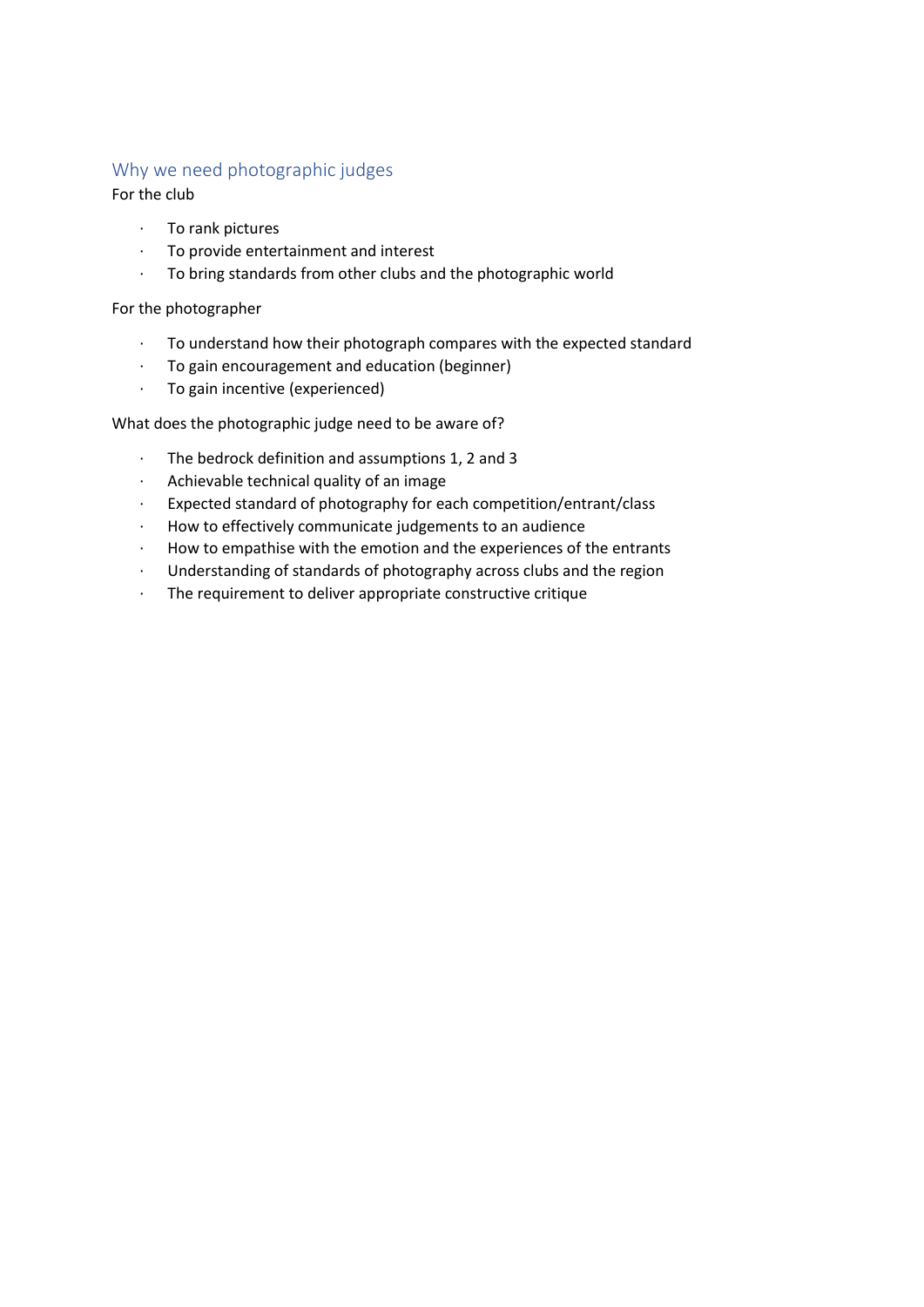## Why we need photographic judges

For the club

- To rank pictures
- To provide entertainment and interest
- To bring standards from other clubs and the photographic world

For the photographer

- To understand how their photograph compares with the expected standard
- To gain encouragement and education (beginner)
- To gain incentive (experienced)

What does the photographic judge need to be aware of?

- The bedrock definition and assumptions 1, 2 and 3
- Achievable technical quality of an image
- Expected standard of photography for each competition/entrant/class
- How to effectively communicate judgements to an audience
- How to empathise with the emotion and the experiences of the entrants
- Understanding of standards of photography across clubs and the region
- The requirement to deliver appropriate constructive critique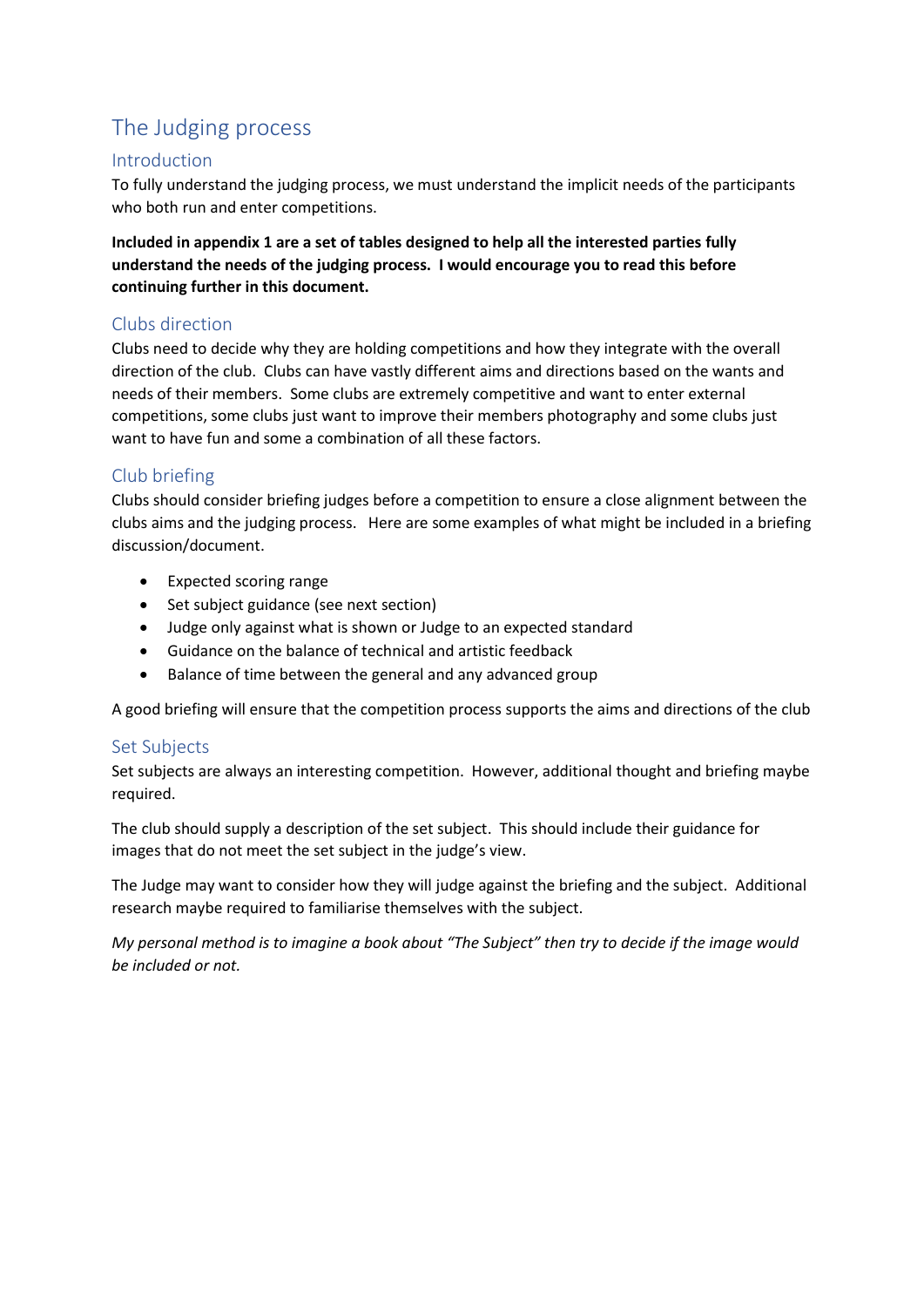# The Judging process

## Introduction

To fully understand the judging process, we must understand the implicit needs of the participants who both run and enter competitions.

**Included in appendix 1 are a set of tables designed to help all the interested parties fully understand the needs of the judging process. I would encourage you to read this before continuing further in this document.**

## Clubs direction

Clubs need to decide why they are holding competitions and how they integrate with the overall direction of the club. Clubs can have vastly different aims and directions based on the wants and needs of their members. Some clubs are extremely competitive and want to enter external competitions, some clubs just want to improve their members photography and some clubs just want to have fun and some a combination of all these factors.

## Club briefing

Clubs should consider briefing judges before a competition to ensure a close alignment between the clubs aims and the judging process. Here are some examples of what might be included in a briefing discussion/document.

- Expected scoring range
- Set subject guidance (see next section)
- Judge only against what is shown or Judge to an expected standard
- Guidance on the balance of technical and artistic feedback
- Balance of time between the general and any advanced group

A good briefing will ensure that the competition process supports the aims and directions of the club

## Set Subjects

Set subjects are always an interesting competition. However, additional thought and briefing maybe required.

The club should supply a description of the set subject. This should include their guidance for images that do not meet the set subject in the judge's view.

The Judge may want to consider how they will judge against the briefing and the subject. Additional research maybe required to familiarise themselves with the subject.

*My personal method is to imagine a book about "The Subject" then try to decide if the image would be included or not.*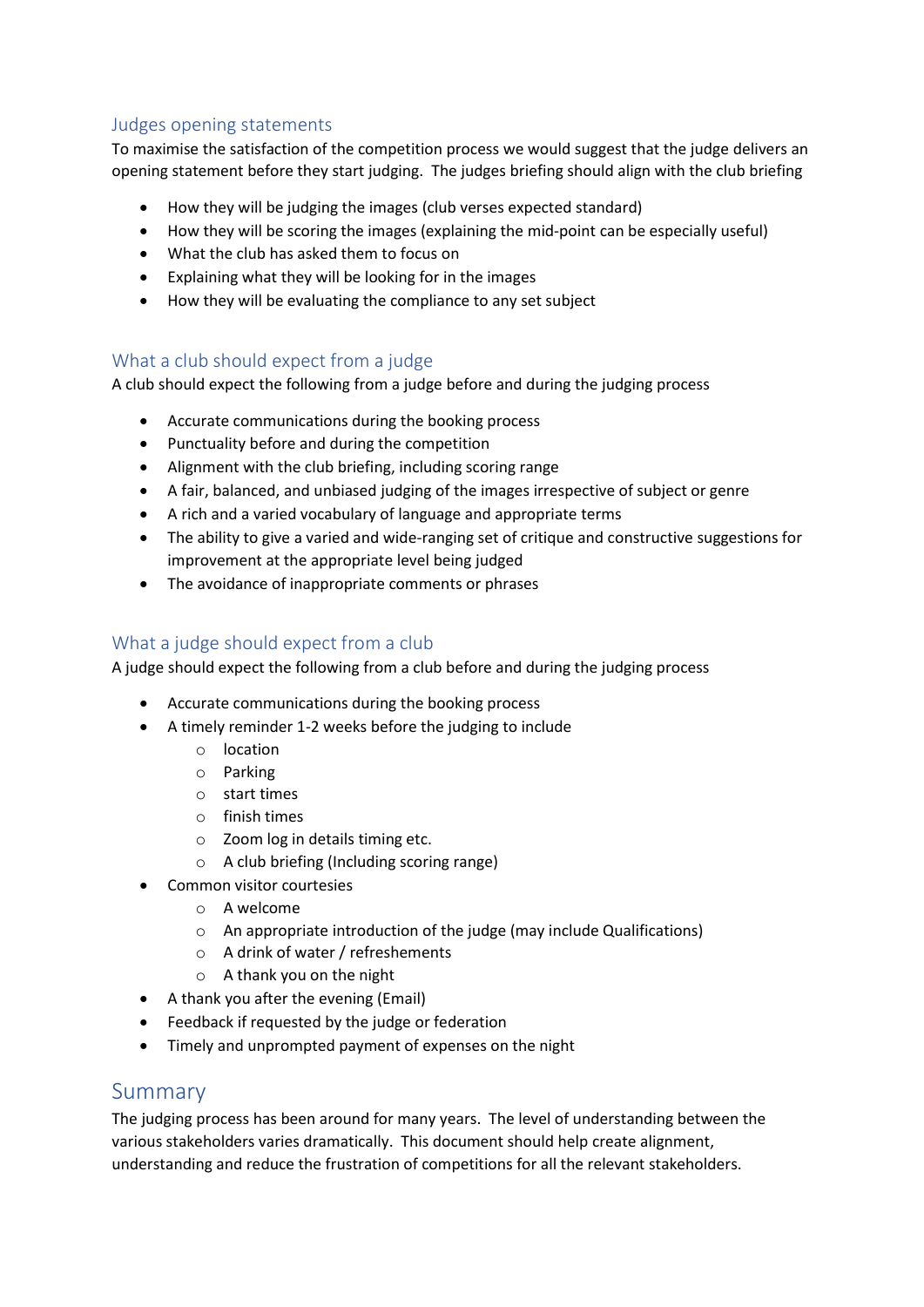### Judges opening statements

To maximise the satisfaction of the competition process we would suggest that the judge delivers an opening statement before they start judging. The judges briefing should align with the club briefing

- How they will be judging the images (club verses expected standard)
- How they will be scoring the images (explaining the mid-point can be especially useful)
- What the club has asked them to focus on
- Explaining what they will be looking for in the images
- How they will be evaluating the compliance to any set subject

### What a club should expect from a judge

A club should expect the following from a judge before and during the judging process

- Accurate communications during the booking process
- Punctuality before and during the competition
- Alignment with the club briefing, including scoring range
- A fair, balanced, and unbiased judging of the images irrespective of subject or genre
- A rich and a varied vocabulary of language and appropriate terms
- The ability to give a varied and wide-ranging set of critique and constructive suggestions for improvement at the appropriate level being judged
- The avoidance of inappropriate comments or phrases

### What a judge should expect from a club

A judge should expect the following from a club before and during the judging process

- Accurate communications during the booking process
- A timely reminder 1-2 weeks before the judging to include
  - location
  - Parking
  - start times
  - finish times
  - Zoom log in details timing etc.
  - A club briefing (Including scoring range)
- Common visitor courtesies
  - A welcome
  - An appropriate introduction of the judge (may include Qualifications)
  - A drink of water / refreshements
  - A thank you on the night
- A thank you after the evening (Email)
- Feedback if requested by the judge or federation
- Timely and unprompted payment of expenses on the night

## Summary

The judging process has been around for many years. The level of understanding between the various stakeholders varies dramatically. This document should help create alignment, understanding and reduce the frustration of competitions for all the relevant stakeholders.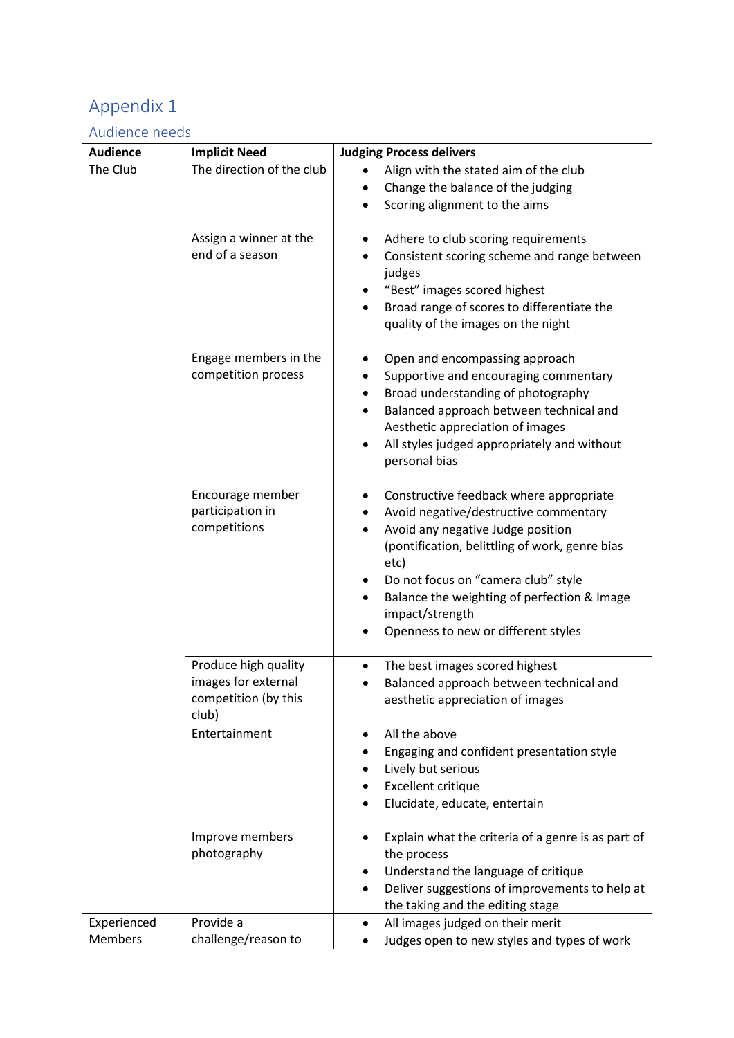# Appendix 1

## Audience needs

| Audience | Implicit Need | Judging Process delivers |
|---|---|---|
| The Club | The direction of the club | • Align with the stated aim of the club<br>• Change the balance of the judging<br>• Scoring alignment to the aims |
| | Assign a winner at the end of a season | • Adhere to club scoring requirements<br>• Consistent scoring scheme and range between judges<br>• "Best" images scored highest<br>• Broad range of scores to differentiate the quality of the images on the night |
| | Engage members in the competition process | • Open and encompassing approach<br>• Supportive and encouraging commentary<br>• Broad understanding of photography<br>• Balanced approach between technical and Aesthetic appreciation of images<br>• All styles judged appropriately and without personal bias |
| | Encourage member participation in competitions | • Constructive feedback where appropriate<br>• Avoid negative/destructive commentary<br>• Avoid any negative Judge position (pontification, belittling of work, genre bias etc)<br>• Do not focus on "camera club" style<br>• Balance the weighting of perfection & Image impact/strength<br>• Openness to new or different styles |
| | Produce high quality images for external competition (by this club) | • The best images scored highest<br>• Balanced approach between technical and aesthetic appreciation of images |
| | Entertainment | • All the above<br>• Engaging and confident presentation style<br>• Lively but serious<br>• Excellent critique<br>• Elucidate, educate, entertain |
| | Improve members photography | • Explain what the criteria of a genre is as part of the process<br>• Understand the language of critique<br>• Deliver suggestions of improvements to help at the taking and the editing stage |
| Experienced Members | Provide a challenge/reason to | • All images judged on their merit<br>• Judges open to new styles and types of work |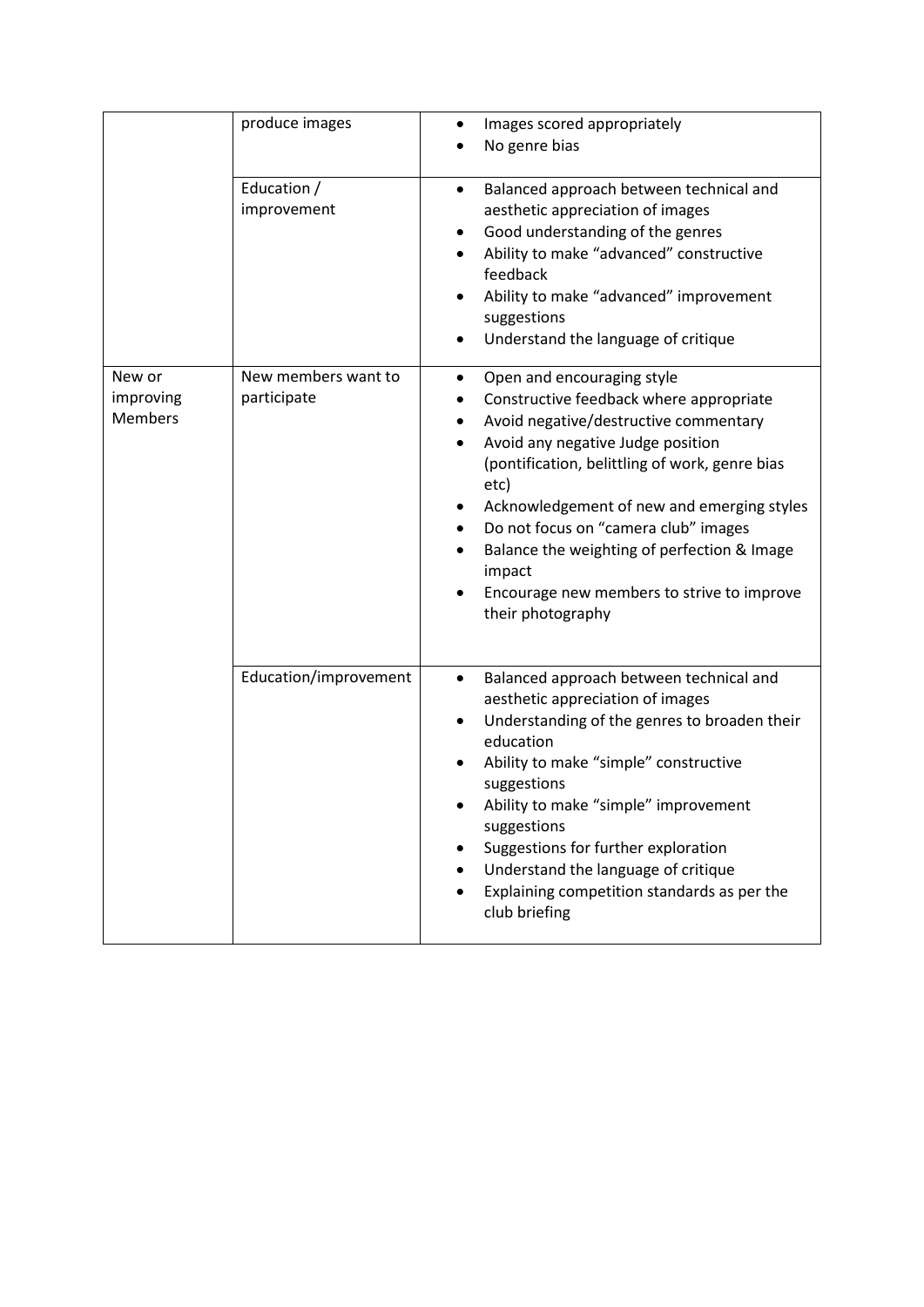| | | |
|---|---|---|
| | produce images | • Images scored appropriately<br>• No genre bias |
| | Education / improvement | • Balanced approach between technical and aesthetic appreciation of images<br>• Good understanding of the genres<br>• Ability to make "advanced" constructive feedback<br>• Ability to make "advanced" improvement suggestions<br>• Understand the language of critique |
| New or improving Members | New members want to participate | • Open and encouraging style<br>• Constructive feedback where appropriate<br>• Avoid negative/destructive commentary<br>• Avoid any negative Judge position (pontification, belittling of work, genre bias etc)<br>• Acknowledgement of new and emerging styles<br>• Do not focus on "camera club" images<br>• Balance the weighting of perfection & Image impact<br>• Encourage new members to strive to improve their photography |
| | Education/improvement | • Balanced approach between technical and aesthetic appreciation of images<br>• Understanding of the genres to broaden their education<br>• Ability to make "simple" constructive suggestions<br>• Ability to make "simple" improvement suggestions<br>• Suggestions for further exploration<br>• Understand the language of critique<br>• Explaining competition standards as per the club briefing |